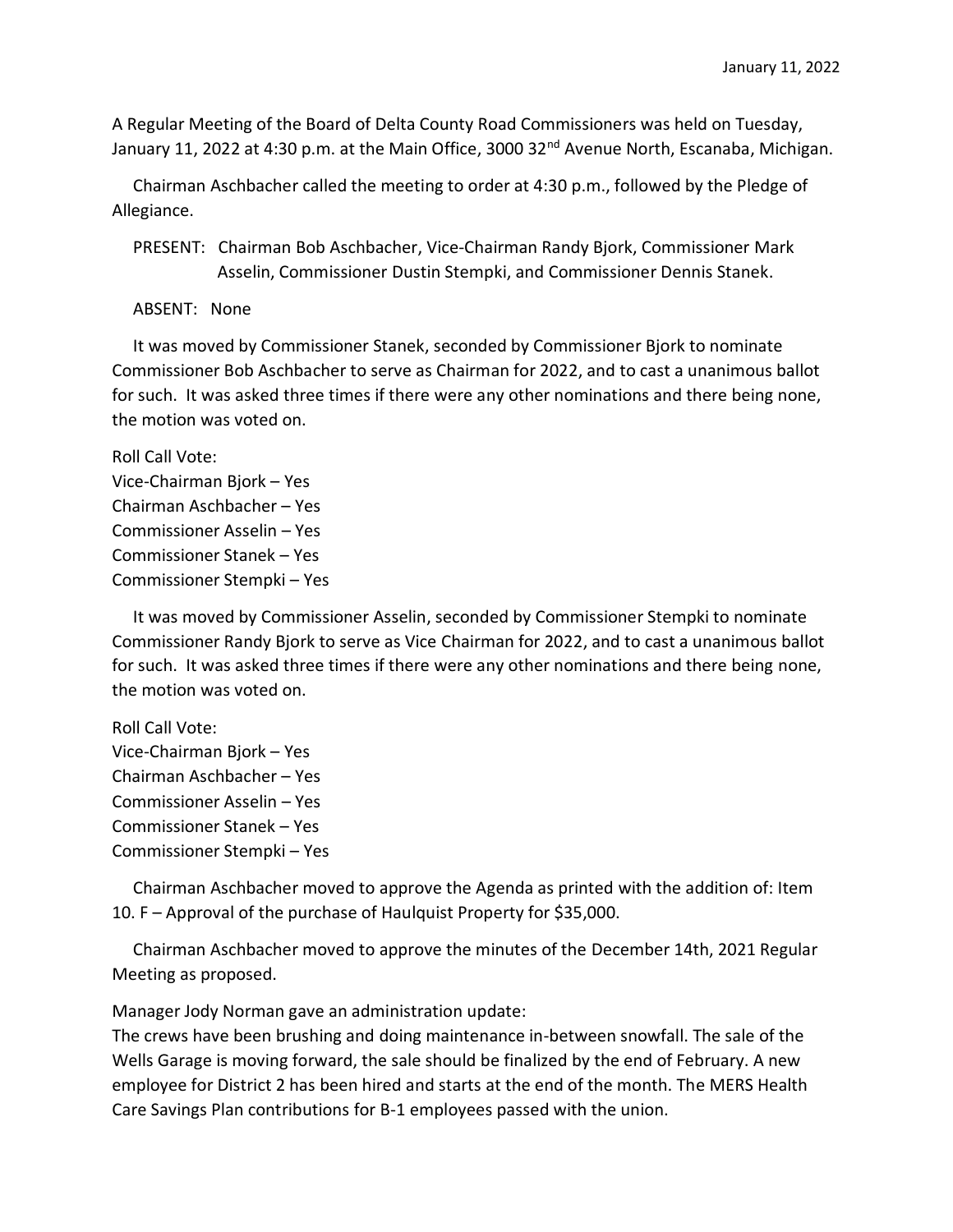January 11, 2022

A Regular Meeting of the Board of Delta County Road Commissioners was held on Tuesday, January 11, 2022 at 4:30 p.m. at the Main Office, 3000 32nd Avenue North, Escanaba, Michigan.

Chairman Aschbacher called the meeting to order at 4:30 p.m., followed by the Pledge of Allegiance.

PRESENT: Chairman Bob Aschbacher, Vice-Chairman Randy Bjork, Commissioner Mark Asselin, Commissioner Dustin Stempki, and Commissioner Dennis Stanek.

ABSENT: None

It was moved by Commissioner Stanek, seconded by Commissioner Bjork to nominate Commissioner Bob Aschbacher to serve as Chairman for 2022, and to cast a unanimous ballot for such. It was asked three times if there were any other nominations and there being none, the motion was voted on.

Roll Call Vote:
Vice-Chairman Bjork – Yes
Chairman Aschbacher – Yes
Commissioner Asselin – Yes
Commissioner Stanek – Yes
Commissioner Stempki – Yes

It was moved by Commissioner Asselin, seconded by Commissioner Stempki to nominate Commissioner Randy Bjork to serve as Vice Chairman for 2022, and to cast a unanimous ballot for such. It was asked three times if there were any other nominations and there being none, the motion was voted on.

Roll Call Vote:
Vice-Chairman Bjork – Yes
Chairman Aschbacher – Yes
Commissioner Asselin – Yes
Commissioner Stanek – Yes
Commissioner Stempki – Yes

Chairman Aschbacher moved to approve the Agenda as printed with the addition of: Item 10. F – Approval of the purchase of Haulquist Property for $35,000.

Chairman Aschbacher moved to approve the minutes of the December 14th, 2021 Regular Meeting as proposed.

Manager Jody Norman gave an administration update:
The crews have been brushing and doing maintenance in-between snowfall. The sale of the Wells Garage is moving forward, the sale should be finalized by the end of February. A new employee for District 2 has been hired and starts at the end of the month. The MERS Health Care Savings Plan contributions for B-1 employees passed with the union.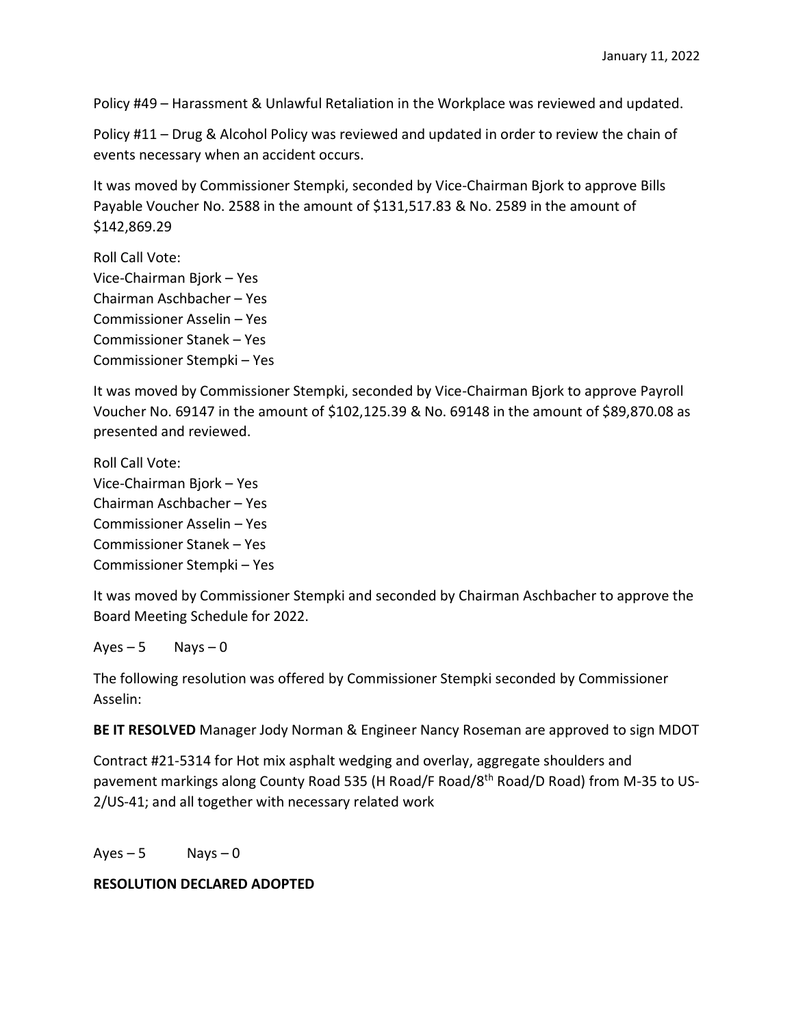Policy #49 – Harassment & Unlawful Retaliation in the Workplace was reviewed and updated.

Policy #11 – Drug & Alcohol Policy was reviewed and updated in order to review the chain of events necessary when an accident occurs.

It was moved by Commissioner Stempki, seconded by Vice-Chairman Bjork to approve Bills Payable Voucher No. 2588 in the amount of $131,517.83 & No. 2589 in the amount of $142,869.29

Roll Call Vote:
Vice-Chairman Bjork – Yes
Chairman Aschbacher – Yes
Commissioner Asselin – Yes
Commissioner Stanek – Yes
Commissioner Stempki – Yes

It was moved by Commissioner Stempki, seconded by Vice-Chairman Bjork to approve Payroll Voucher No. 69147 in the amount of $102,125.39 & No. 69148 in the amount of $89,870.08 as presented and reviewed.

Roll Call Vote:
Vice-Chairman Bjork – Yes
Chairman Aschbacher – Yes
Commissioner Asselin – Yes
Commissioner Stanek – Yes
Commissioner Stempki – Yes

It was moved by Commissioner Stempki and seconded by Chairman Aschbacher to approve the Board Meeting Schedule for 2022.

Ayes – 5 Nays – 0

The following resolution was offered by Commissioner Stempki seconded by Commissioner Asselin:

**BE IT RESOLVED** Manager Jody Norman & Engineer Nancy Roseman are approved to sign MDOT

Contract #21-5314 for Hot mix asphalt wedging and overlay, aggregate shoulders and pavement markings along County Road 535 (H Road/F Road/8th Road/D Road) from M-35 to US-2/US-41; and all together with necessary related work

Ayes – 5 Nays – 0

**RESOLUTION DECLARED ADOPTED**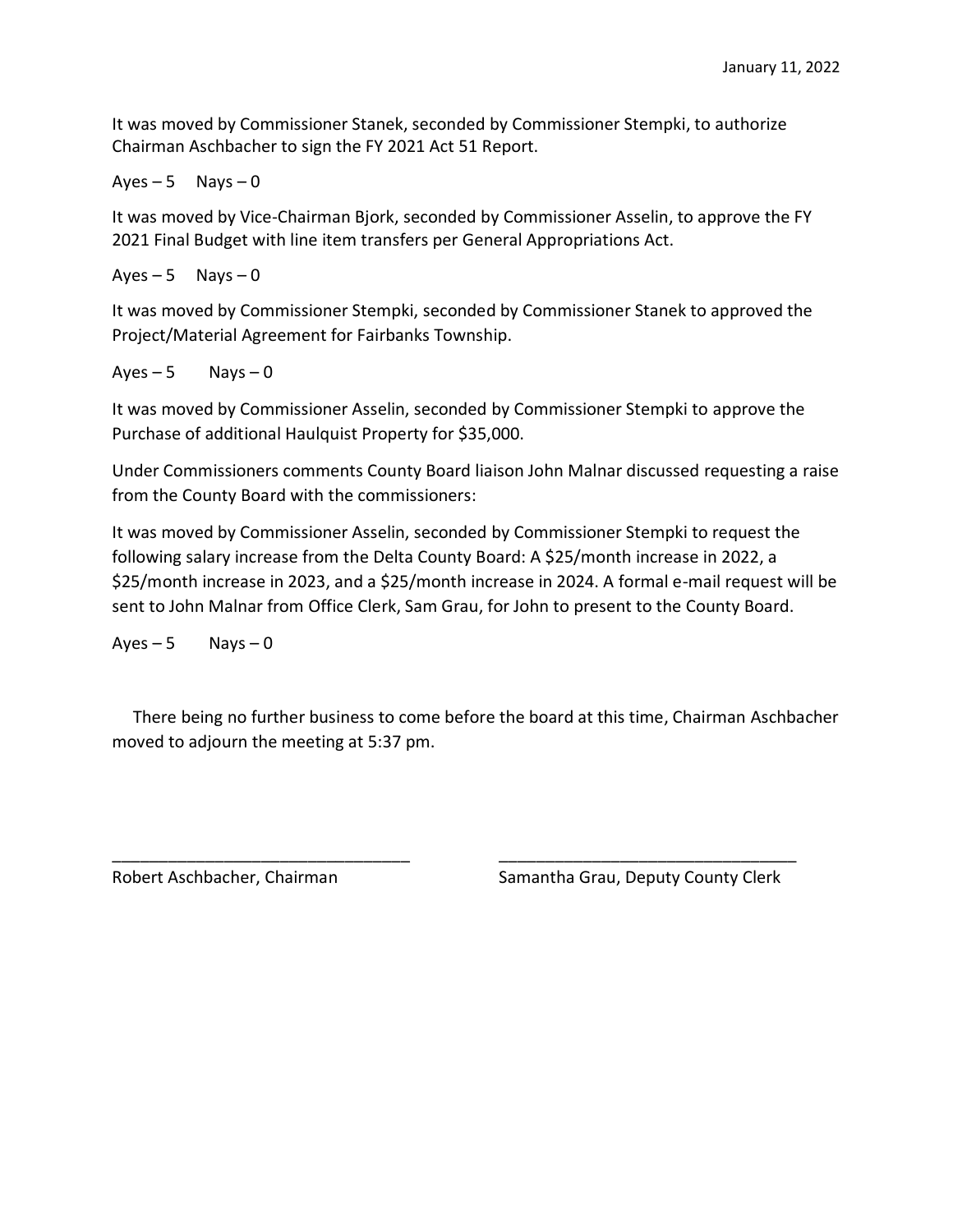It was moved by Commissioner Stanek, seconded by Commissioner Stempki, to authorize Chairman Aschbacher to sign the FY 2021 Act 51 Report.

Ayes – 5 Nays – 0

It was moved by Vice-Chairman Bjork, seconded by Commissioner Asselin, to approve the FY 2021 Final Budget with line item transfers per General Appropriations Act.

Ayes – 5 Nays – 0

It was moved by Commissioner Stempki, seconded by Commissioner Stanek to approved the Project/Material Agreement for Fairbanks Township.

Ayes – 5 Nays – 0

It was moved by Commissioner Asselin, seconded by Commissioner Stempki to approve the Purchase of additional Haulquist Property for $35,000.

Under Commissioners comments County Board liaison John Malnar discussed requesting a raise from the County Board with the commissioners:

It was moved by Commissioner Asselin, seconded by Commissioner Stempki to request the following salary increase from the Delta County Board: A $25/month increase in 2022, a $25/month increase in 2023, and a $25/month increase in 2024. A formal e-mail request will be sent to John Malnar from Office Clerk, Sam Grau, for John to present to the County Board.

Ayes – 5 Nays – 0

There being no further business to come before the board at this time, Chairman Aschbacher moved to adjourn the meeting at 5:37 pm.

\_\_\_\_\_\_\_\_\_\_\_\_\_\_\_\_\_\_\_\_\_\_\_\_\_\_\_\_\_\_\_\_ \_\_\_\_\_\_\_\_\_\_\_\_\_\_\_\_\_\_\_\_\_\_\_\_\_\_\_\_\_\_\_\_

Robert Aschbacher, Chairman Samantha Grau, Deputy County Clerk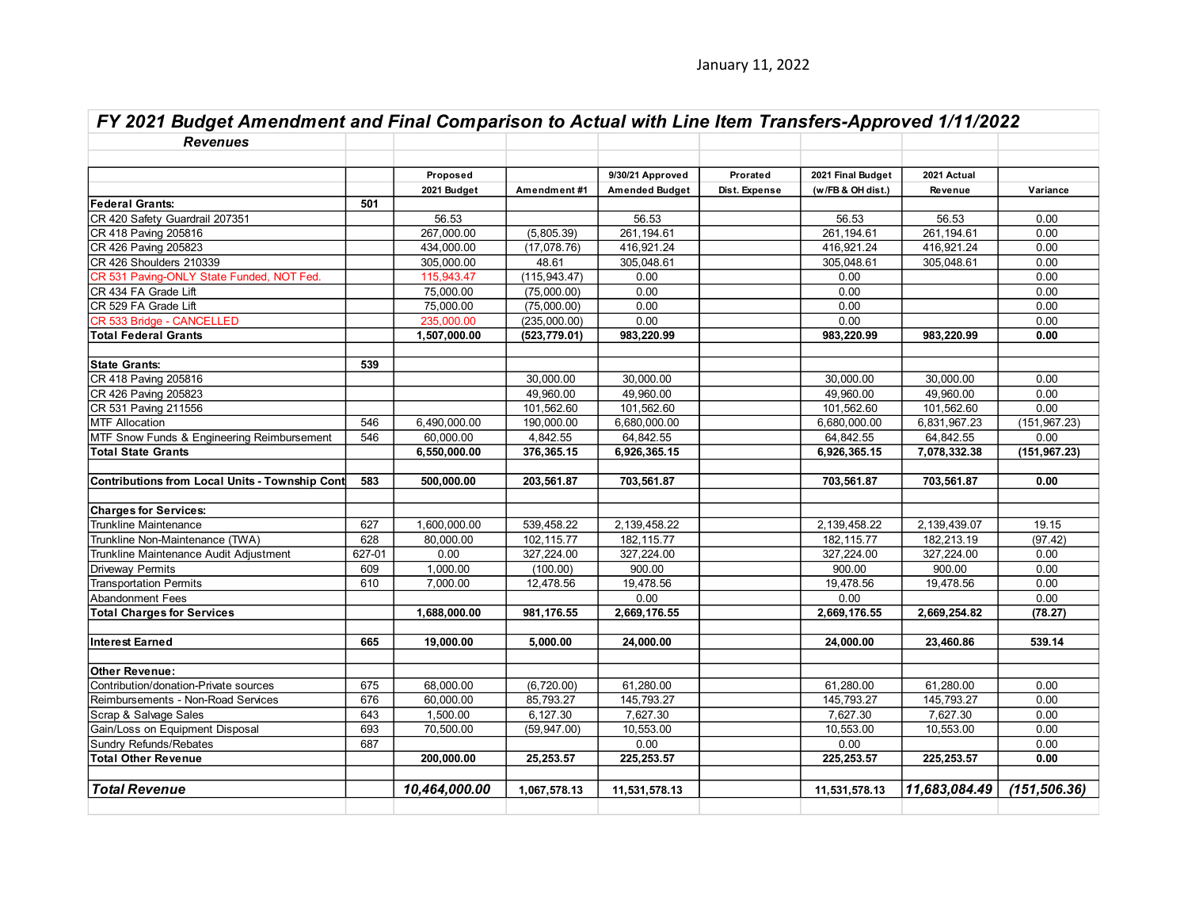January 11, 2022

# FY 2021 Budget Amendment and Final Comparison to Actual with Line Item Transfers-Approved 1/11/2022

## Revenues

| | | Proposed 2021 Budget | Amendment #1 | 9/30/21 Approved Amended Budget | Prorated Dist. Expense | 2021 Final Budget (w/FB & OH dist.) | 2021 Actual Revenue | Variance |
|---|---|---|---|---|---|---|---|---|
| **Federal Grants:** | **501** | | | | | | | |
| CR 420 Safety Guardrail 207351 | | 56.53 | | 56.53 | | 56.53 | 56.53 | 0.00 |
| CR 418 Paving 205816 | | 267,000.00 | (5,805.39) | 261,194.61 | | 261,194.61 | 261,194.61 | 0.00 |
| CR 426 Paving 205823 | | 434,000.00 | (17,078.76) | 416,921.24 | | 416,921.24 | 416,921.24 | 0.00 |
| CR 426 Shoulders 210339 | | 305,000.00 | 48.61 | 305,048.61 | | 305,048.61 | 305,048.61 | 0.00 |
| CR 531 Paving-ONLY State Funded, NOT Fed. | | 115,943.47 | (115,943.47) | 0.00 | | 0.00 | | 0.00 |
| CR 434 FA Grade Lift | | 75,000.00 | (75,000.00) | 0.00 | | 0.00 | | 0.00 |
| CR 529 FA Grade Lift | | 75,000.00 | (75,000.00) | 0.00 | | 0.00 | | 0.00 |
| CR 533 Bridge - CANCELLED | | 235,000.00 | (235,000.00) | 0.00 | | 0.00 | | 0.00 |
| **Total Federal Grants** | | **1,507,000.00** | **(523,779.01)** | **983,220.99** | | **983,220.99** | **983,220.99** | **0.00** |
| | | | | | | | | |
| **State Grants:** | **539** | | | | | | | |
| CR 418 Paving 205816 | | | 30,000.00 | 30,000.00 | | 30,000.00 | 30,000.00 | 0.00 |
| CR 426 Paving 205823 | | | 49,960.00 | 49,960.00 | | 49,960.00 | 49,960.00 | 0.00 |
| CR 531 Paving 211556 | | | 101,562.60 | 101,562.60 | | 101,562.60 | 101,562.60 | 0.00 |
| MTF Allocation | 546 | 6,490,000.00 | 190,000.00 | 6,680,000.00 | | 6,680,000.00 | 6,831,967.23 | (151,967.23) |
| MTF Snow Funds & Engineering Reimbursement | 546 | 60,000.00 | 4,842.55 | 64,842.55 | | 64,842.55 | 64,842.55 | 0.00 |
| **Total State Grants** | | **6,550,000.00** | **376,365.15** | **6,926,365.15** | | **6,926,365.15** | **7,078,332.38** | **(151,967.23)** |
| | | | | | | | | |
| **Contributions from Local Units - Township Cont** | **583** | **500,000.00** | **203,561.87** | **703,561.87** | | **703,561.87** | **703,561.87** | **0.00** |
| | | | | | | | | |
| **Charges for Services:** | | | | | | | | |
| Trunkline Maintenance | 627 | 1,600,000.00 | 539,458.22 | 2,139,458.22 | | 2,139,458.22 | 2,139,439.07 | 19.15 |
| Trunkline Non-Maintenance (TWA) | 628 | 80,000.00 | 102,115.77 | 182,115.77 | | 182,115.77 | 182,213.19 | (97.42) |
| Trunkline Maintenance Audit Adjustment | 627-01 | 0.00 | 327,224.00 | 327,224.00 | | 327,224.00 | 327,224.00 | 0.00 |
| Driveway Permits | 609 | 1,000.00 | (100.00) | 900.00 | | 900.00 | 900.00 | 0.00 |
| Transportation Permits | 610 | 7,000.00 | 12,478.56 | 19,478.56 | | 19,478.56 | 19,478.56 | 0.00 |
| Abandonment Fees | | | | 0.00 | | 0.00 | | 0.00 |
| **Total Charges for Services** | | **1,688,000.00** | **981,176.55** | **2,669,176.55** | | **2,669,176.55** | **2,669,254.82** | **(78.27)** |
| | | | | | | | | |
| **Interest Earned** | **665** | **19,000.00** | **5,000.00** | **24,000.00** | | **24,000.00** | **23,460.86** | **539.14** |
| | | | | | | | | |
| **Other Revenue:** | | | | | | | | |
| Contribution/donation-Private sources | 675 | 68,000.00 | (6,720.00) | 61,280.00 | | 61,280.00 | 61,280.00 | 0.00 |
| Reimbursements - Non-Road Services | 676 | 60,000.00 | 85,793.27 | 145,793.27 | | 145,793.27 | 145,793.27 | 0.00 |
| Scrap & Salvage Sales | 643 | 1,500.00 | 6,127.30 | 7,627.30 | | 7,627.30 | 7,627.30 | 0.00 |
| Gain/Loss on Equipment Disposal | 693 | 70,500.00 | (59,947.00) | 10,553.00 | | 10,553.00 | 10,553.00 | 0.00 |
| Sundry Refunds/Rebates | 687 | | | 0.00 | | 0.00 | | 0.00 |
| **Total Other Revenue** | | **200,000.00** | **25,253.57** | **225,253.57** | | **225,253.57** | **225,253.57** | **0.00** |
| | | | | | | | | |
| ***Total Revenue*** | | ***10,464,000.00*** | **1,067,578.13** | **11,531,578.13** | | **11,531,578.13** | ***11,683,084.49*** | ***(151,506.36)*** |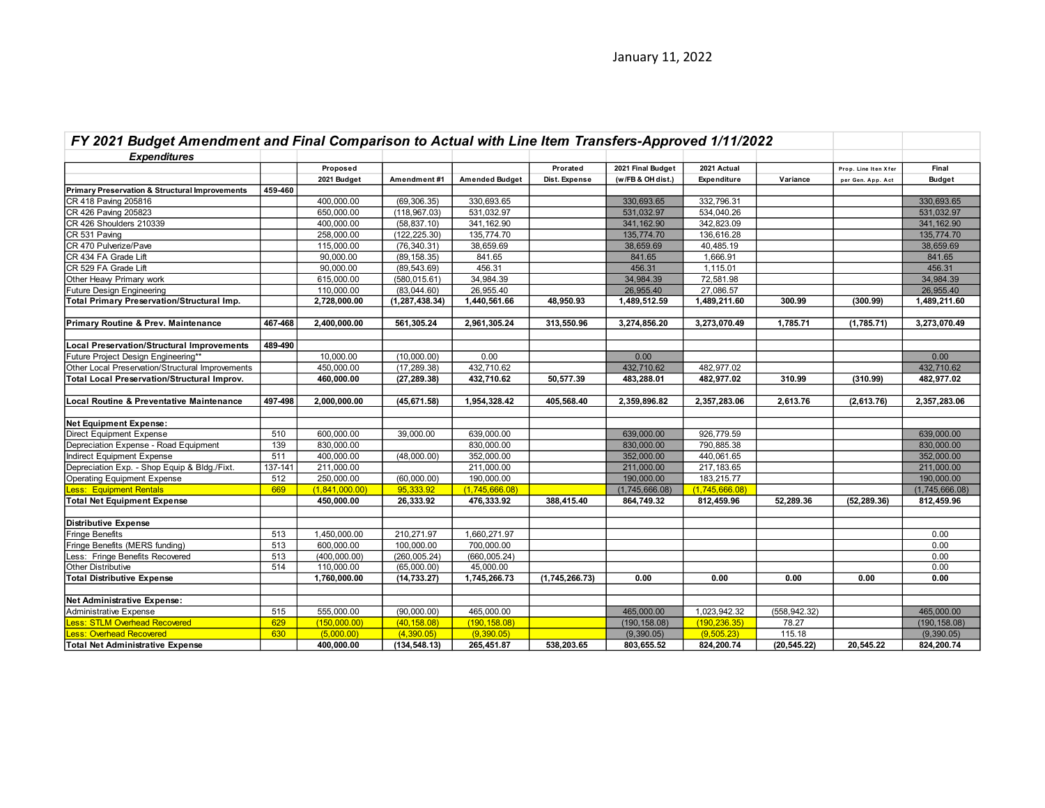January 11, 2022

## FY 2021 Budget Amendment and Final Comparison to Actual with Line Item Transfers-Approved 1/11/2022

### Expenditures

| | | Proposed 2021 Budget | Amendment #1 | Amended Budget | Prorated Dist. Expense | 2021 Final Budget (w/FB & OH dist.) | 2021 Actual Expenditure | Variance | Prop. Line Iten Xfer per Gen. App. Act | Final Budget |
|---|---|---|---|---|---|---|---|---|---|---|
| **Primary Preservation & Structural Improvements** | **459-460** | | | | | | | | | |
| CR 418 Paving 205816 | | 400,000.00 | (69,306.35) | 330,693.65 | | 330,693.65 | 332,796.31 | | | 330,693.65 |
| CR 426 Paving 205823 | | 650,000.00 | (118,967.03) | 531,032.97 | | 531,032.97 | 534,040.26 | | | 531,032.97 |
| CR 426 Shoulders 210339 | | 400,000.00 | (58,837.10) | 341,162.90 | | 341,162.90 | 342,823.09 | | | 341,162.90 |
| CR 531 Paving | | 258,000.00 | (122,225.30) | 135,774.70 | | 135,774.70 | 136,616.28 | | | 135,774.70 |
| CR 470 Pulverize/Pave | | 115,000.00 | (76,340.31) | 38,659.69 | | 38,659.69 | 40,485.19 | | | 38,659.69 |
| CR 434 FA Grade Lift | | 90,000.00 | (89,158.35) | 841.65 | | 841.65 | 1,666.91 | | | 841.65 |
| CR 529 FA Grade Lift | | 90,000.00 | (89,543.69) | 456.31 | | 456.31 | 1,115.01 | | | 456.31 |
| Other Heavy Primary work | | 615,000.00 | (580,015.61) | 34,984.39 | | 34,984.39 | 72,581.98 | | | 34,984.39 |
| Future Design Engineering | | 110,000.00 | (83,044.60) | 26,955.40 | | 26,955.40 | 27,086.57 | | | 26,955.40 |
| **Total Primary Preservation/Structural Imp.** | | **2,728,000.00** | **(1,287,438.34)** | **1,440,561.66** | **48,950.93** | **1,489,512.59** | **1,489,211.60** | **300.99** | **(300.99)** | **1,489,211.60** |
| | | | | | | | | | | |
| **Primary Routine & Prev. Maintenance** | **467-468** | **2,400,000.00** | **561,305.24** | **2,961,305.24** | **313,550.96** | **3,274,856.20** | **3,273,070.49** | **1,785.71** | **(1,785.71)** | **3,273,070.49** |
| | | | | | | | | | | |
| **Local Preservation/Structural Improvements** | **489-490** | | | | | | | | | |
| Future Project Design Engineering** | | 10,000.00 | (10,000.00) | 0.00 | | 0.00 | | | | 0.00 |
| Other Local Preservation/Structural Improvements | | 450,000.00 | (17,289.38) | 432,710.62 | | 432,710.62 | 482,977.02 | | | 432,710.62 |
| **Total Local Preservation/Structural Improv.** | | **460,000.00** | **(27,289.38)** | **432,710.62** | **50,577.39** | **483,288.01** | **482,977.02** | **310.99** | **(310.99)** | **482,977.02** |
| | | | | | | | | | | |
| **Local Routine & Preventative Maintenance** | **497-498** | **2,000,000.00** | **(45,671.58)** | **1,954,328.42** | **405,568.40** | **2,359,896.82** | **2,357,283.06** | **2,613.76** | **(2,613.76)** | **2,357,283.06** |
| | | | | | | | | | | |
| **Net Equipment Expense:** | | | | | | | | | | |
| Direct Equipment Expense | 510 | 600,000.00 | 39,000.00 | 639,000.00 | | 639,000.00 | 926,779.59 | | | 639,000.00 |
| Depreciation Expense - Road Equipment | 139 | 830,000.00 | | 830,000.00 | | 830,000.00 | 790,885.38 | | | 830,000.00 |
| Indirect Equipment Expense | 511 | 400,000.00 | (48,000.00) | 352,000.00 | | 352,000.00 | 440,061.65 | | | 352,000.00 |
| Depreciation Exp. - Shop Equip & Bldg./Fixt. | 137-141 | 211,000.00 | | 211,000.00 | | 211,000.00 | 217,183.65 | | | 211,000.00 |
| Operating Equipment Expense | 512 | 250,000.00 | (60,000.00) | 190,000.00 | | 190,000.00 | 183,215.77 | | | 190,000.00 |
| Less: Equipment Rentals | 669 | (1,841,000.00) | 95,333.92 | (1,745,666.08) | | (1,745,666.08) | (1,745,666.08) | | | (1,745,666.08) |
| **Total Net Equipment Expense** | | **450,000.00** | **26,333.92** | **476,333.92** | **388,415.40** | **864,749.32** | **812,459.96** | **52,289.36** | **(52,289.36)** | **812,459.96** |
| | | | | | | | | | | |
| **Distributive Expense** | | | | | | | | | | |
| Fringe Benefits | 513 | 1,450,000.00 | 210,271.97 | 1,660,271.97 | | | | | | 0.00 |
| Fringe Benefits (MERS funding) | 513 | 600,000.00 | 100,000.00 | 700,000.00 | | | | | | 0.00 |
| Less: Fringe Benefits Recovered | 513 | (400,000.00) | (260,005.24) | (660,005.24) | | | | | | 0.00 |
| Other Distributive | 514 | 110,000.00 | (65,000.00) | 45,000.00 | | | | | | 0.00 |
| **Total Distributive Expense** | | **1,760,000.00** | **(14,733.27)** | **1,745,266.73** | **(1,745,266.73)** | **0.00** | **0.00** | **0.00** | **0.00** | **0.00** |
| | | | | | | | | | | |
| **Net Administrative Expense:** | | | | | | | | | | |
| Administrative Expense | 515 | 555,000.00 | (90,000.00) | 465,000.00 | | 465,000.00 | 1,023,942.32 | (558,942.32) | | 465,000.00 |
| Less: STLM Overhead Recovered | 629 | (150,000.00) | (40,158.08) | (190,158.08) | | (190,158.08) | (190,236.35) | 78.27 | | (190,158.08) |
| Less: Overhead Recovered | 630 | (5,000.00) | (4,390.05) | (9,390.05) | | (9,390.05) | (9,505.23) | 115.18 | | (9,390.05) |
| **Total Net Administrative Expense** | | **400,000.00** | **(134,548.13)** | **265,451.87** | **538,203.65** | **803,655.52** | **824,200.74** | **(20,545.22)** | **20,545.22** | **824,200.74** |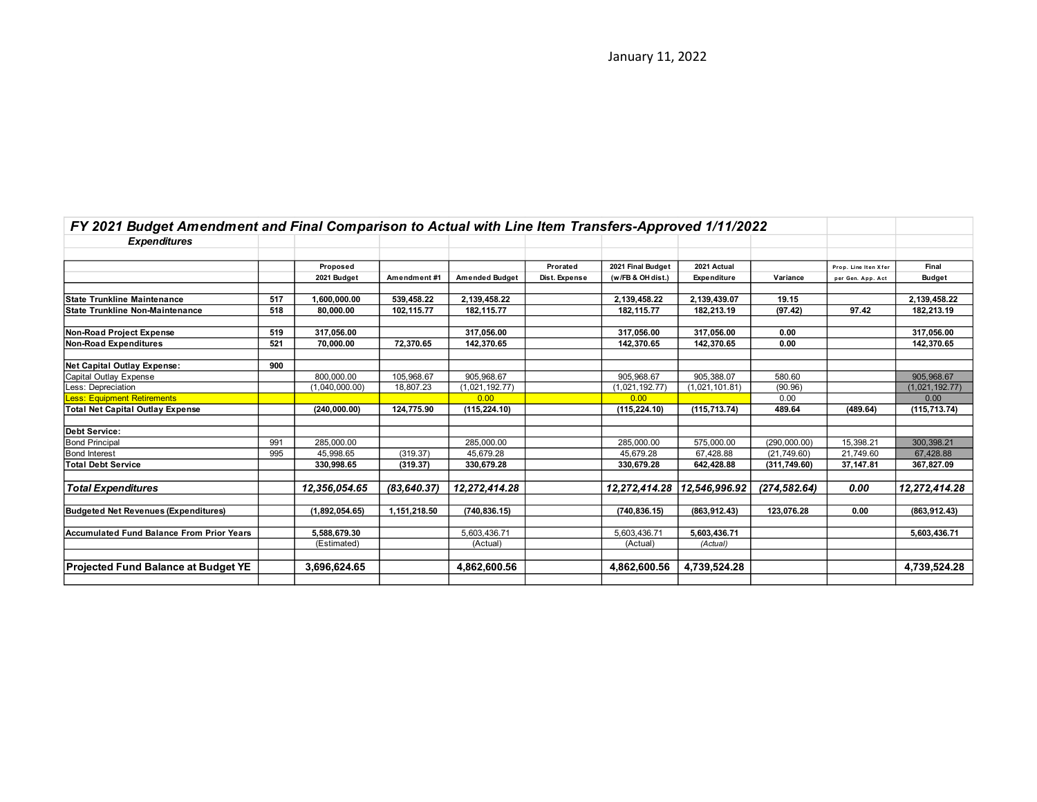January 11, 2022

## *FY 2021 Budget Amendment and Final Comparison to Actual with Line Item Transfers-Approved 1/11/2022*

### *Expenditures*

| | | Proposed 2021 Budget | Amendment #1 | Amended Budget | Prorated Dist. Expense | 2021 Final Budget (w/FB & OH dist.) | 2021 Actual Expenditure | Variance | Prop. Line Item Xfer per Gen. App. Act | Final Budget |
|---|---|---|---|---|---|---|---|---|---|---|
| **State Trunkline Maintenance** | **517** | **1,600,000.00** | **539,458.22** | **2,139,458.22** | | **2,139,458.22** | **2,139,439.07** | **19.15** | | **2,139,458.22** |
| **State Trunkline Non-Maintenance** | **518** | **80,000.00** | **102,115.77** | **182,115.77** | | **182,115.77** | **182,213.19** | **(97.42)** | **97.42** | **182,213.19** |
| **Non-Road Project Expense** | **519** | **317,056.00** | | **317,056.00** | | **317,056.00** | **317,056.00** | **0.00** | | **317,056.00** |
| **Non-Road Expenditures** | **521** | **70,000.00** | **72,370.65** | **142,370.65** | | **142,370.65** | **142,370.65** | **0.00** | | **142,370.65** |
| **Net Capital Outlay Expense:** | **900** | | | | | | | | | |
| Capital Outlay Expense | | 800,000.00 | 105,968.67 | 905,968.67 | | 905,968.67 | 905,388.07 | 580.60 | | 905,968.67 |
| Less: Depreciation | | (1,040,000.00) | 18,807.23 | (1,021,192.77) | | (1,021,192.77) | (1,021,101.81) | (90.96) | | (1,021,192.77) |
| Less: Equipment Retirements | | | | 0.00 | | 0.00 | | 0.00 | | 0.00 |
| **Total Net Capital Outlay Expense** | | **(240,000.00)** | **124,775.90** | **(115,224.10)** | | **(115,224.10)** | **(115,713.74)** | **489.64** | **(489.64)** | **(115,713.74)** |
| **Debt Service:** | | | | | | | | | | |
| Bond Principal | 991 | 285,000.00 | | 285,000.00 | | 285,000.00 | 575,000.00 | (290,000.00) | 15,398.21 | 300,398.21 |
| Bond Interest | 995 | 45,998.65 | (319.37) | 45,679.28 | | 45,679.28 | 67,428.88 | (21,749.60) | 21,749.60 | 67,428.88 |
| **Total Debt Service** | | **330,998.65** | **(319.37)** | **330,679.28** | | **330,679.28** | **642,428.88** | **(311,749.60)** | **37,147.81** | **367,827.09** |
| ***Total Expenditures*** | | ***12,356,054.65*** | ***(83,640.37)*** | ***12,272,414.28*** | | ***12,272,414.28*** | ***12,546,996.92*** | ***(274,582.64)*** | ***0.00*** | ***12,272,414.28*** |
| **Budgeted Net Revenues (Expenditures)** | | **(1,892,054.65)** | **1,151,218.50** | **(740,836.15)** | | **(740,836.15)** | **(863,912.43)** | **123,076.28** | **0.00** | **(863,912.43)** |
| **Accumulated Fund Balance From Prior Years** | | **5,588,679.30** | | 5,603,436.71 | | 5,603,436.71 | **5,603,436.71** | | | 5,603,436.71 |
| | | (Estimated) | | (Actual) | | (Actual) | *(Actual)* | | | |
| **Projected Fund Balance at Budget YE** | | **3,696,624.65** | | **4,862,600.56** | | **4,862,600.56** | **4,739,524.28** | | | **4,739,524.28** |